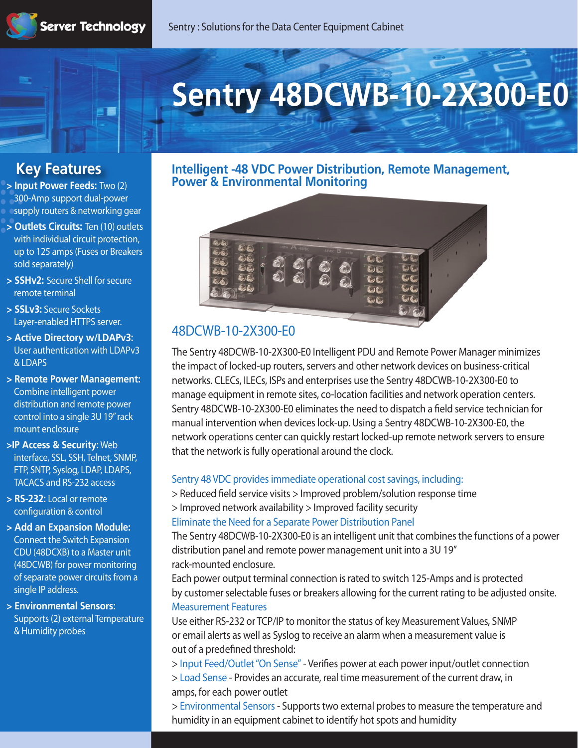Server Technology

Sentry : Solutions for the Data Center Equipment Cabinet

# Sentry 48DCWB-10-2X300-E0

## Key Features

- **> Input Power Feeds:** Two (2) 300-Amp support dual-power supply routers & networking gear
- **> Outlets Circuits:** Ten (10) outlets with individual circuit protection, up to 125 amps (Fuses or Breakers sold separately)
- **> SSHv2:** Secure Shell for secure remote terminal
- **> SSLv3:** Secure Sockets Layer-enabled HTTPS server.
- **> Active Directory w/LDAPv3:** User authentication with LDAPv3 & LDAPS
- **> Remote Power Management:** Combine intelligent power distribution and remote power control into a single 3U 19" rack mount enclosure
- **>IP Access & Security:** Web interface, SSL, SSH, Telnet, SNMP, FTP, SNTP, Syslog, LDAP, LDAPS, TACACS and RS-232 access
- **> RS-232:** Local or remote configuration & control
- **> Add an Expansion Module:** Connect the Switch Expansion CDU (48DCXB) to a Master unit (48DCWB) for power monitoring of separate power circuits from a single IP address.
- **> Environmental Sensors:** Supports (2) external Temperature & Humidity probes

## Intelligent -48 VDC Power Distribution, Remote Management, Power & Environmental Monitoring

### 48DCWB-10-2X300-E0

The Sentry 48DCWB-10-2X300-E0 Intelligent PDU and Remote Power Manager minimizes the impact of locked-up routers, servers and other network devices on business-critical networks. CLECs, ILECs, ISPs and enterprises use the Sentry 48DCWB-10-2X300-E0 to manage equipment in remote sites, co-location facilities and network operation centers. Sentry 48DCWB-10-2X300-E0 eliminates the need to dispatch a field service technician for manual intervention when devices lock-up. Using a Sentry 48DCWB-10-2X300-E0, the network operations center can quickly restart locked-up remote network servers to ensure that the network is fully operational around the clock.

#### Sentry 48 VDC provides immediate operational cost savings, including:

> Reduced field service visits > Improved problem/solution response time
> Improved network availability > Improved facility security

#### Eliminate the Need for a Separate Power Distribution Panel

The Sentry 48DCWB-10-2X300-E0 is an intelligent unit that combines the functions of a power distribution panel and remote power management unit into a 3U 19" rack-mounted enclosure.
Each power output terminal connection is rated to switch 125-Amps and is protected by customer selectable fuses or breakers allowing for the current rating to be adjusted onsite.

#### Measurement Features

Use either RS-232 or TCP/IP to monitor the status of key Measurement Values, SNMP or email alerts as well as Syslog to receive an alarm when a measurement value is out of a predefined threshold:

> Input Feed/Outlet "On Sense" - Verifies power at each power input/outlet connection
> Load Sense - Provides an accurate, real time measurement of the current draw, in amps, for each power outlet
> Environmental Sensors - Supports two external probes to measure the temperature and humidity in an equipment cabinet to identify hot spots and humidity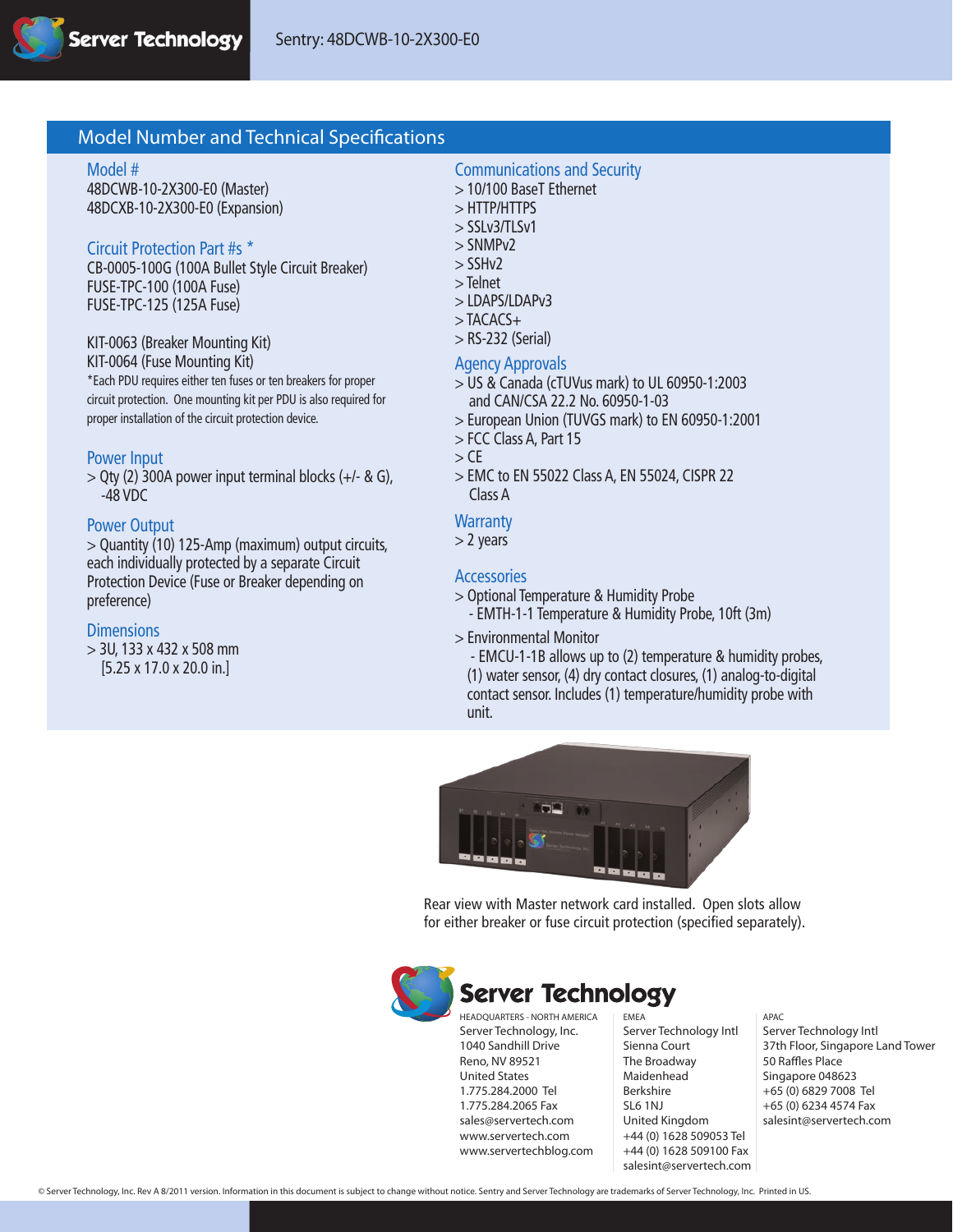## Model Number and Technical Specifications

### Model #

48DCWB-10-2X300-E0 (Master)
48DCXB-10-2X300-E0 (Expansion)

### Circuit Protection Part #s *

CB-0005-100G (100A Bullet Style Circuit Breaker)
FUSE-TPC-100 (100A Fuse)
FUSE-TPC-125 (125A Fuse)

KIT-0063 (Breaker Mounting Kit)
KIT-0064 (Fuse Mounting Kit)

*Each PDU requires either ten fuses or ten breakers for proper circuit protection. One mounting kit per PDU is also required for proper installation of the circuit protection device.

### Power Input

> Qty (2) 300A power input terminal blocks (+/- & G), -48 VDC

### Power Output

> Quantity (10) 125-Amp (maximum) output circuits, each individually protected by a separate Circuit Protection Device (Fuse or Breaker depending on preference)

### Dimensions

> 3U, 133 x 432 x 508 mm [5.25 x 17.0 x 20.0 in.]

### Communications and Security

> 10/100 BaseT Ethernet
> HTTP/HTTPS
> SSLv3/TLSv1
> SNMPv2
> SSHv2
> Telnet
> LDAPS/LDAPv3
> TACACS+
> RS-232 (Serial)

### Agency Approvals

> US & Canada (cTUVus mark) to UL 60950-1:2003 and CAN/CSA 22.2 No. 60950-1-03
> European Union (TUVGS mark) to EN 60950-1:2001
> FCC Class A, Part 15
> CE
> EMC to EN 55022 Class A, EN 55024, CISPR 22 Class A

### Warranty

> 2 years

### Accessories

> Optional Temperature & Humidity Probe
- EMTH-1-1 Temperature & Humidity Probe, 10ft (3m)

> Environmental Monitor
- EMCU-1-1B allows up to (2) temperature & humidity probes, (1) water sensor, (4) dry contact closures, (1) analog-to-digital contact sensor. Includes (1) temperature/humidity probe with unit.

Rear view with Master network card installed. Open slots allow for either breaker or fuse circuit protection (specified separately).

**Server Technology**

HEADQUARTERS - NORTH AMERICA
Server Technology, Inc.
1040 Sandhill Drive
Reno, NV 89521
United States
1.775.284.2000 Tel
1.775.284.2065 Fax
sales@servertech.com
www.servertech.com
www.servertechblog.com

EMEA
Server Technology Intl
Sienna Court
The Broadway
Maidenhead
Berkshire
SL6 1NJ
United Kingdom
+44 (0) 1628 509053 Tel
+44 (0) 1628 509100 Fax
salesint@servertech.com

APAC
Server Technology Intl
37th Floor, Singapore Land Tower
50 Raffles Place
Singapore 048623
+65 (0) 6829 7008 Tel
+65 (0) 6234 4574 Fax
salesint@servertech.com

© Server Technology, Inc. Rev A 8/2011 version. Information in this document is subject to change without notice. Sentry and Server Technology are trademarks of Server Technology, Inc. Printed in US.